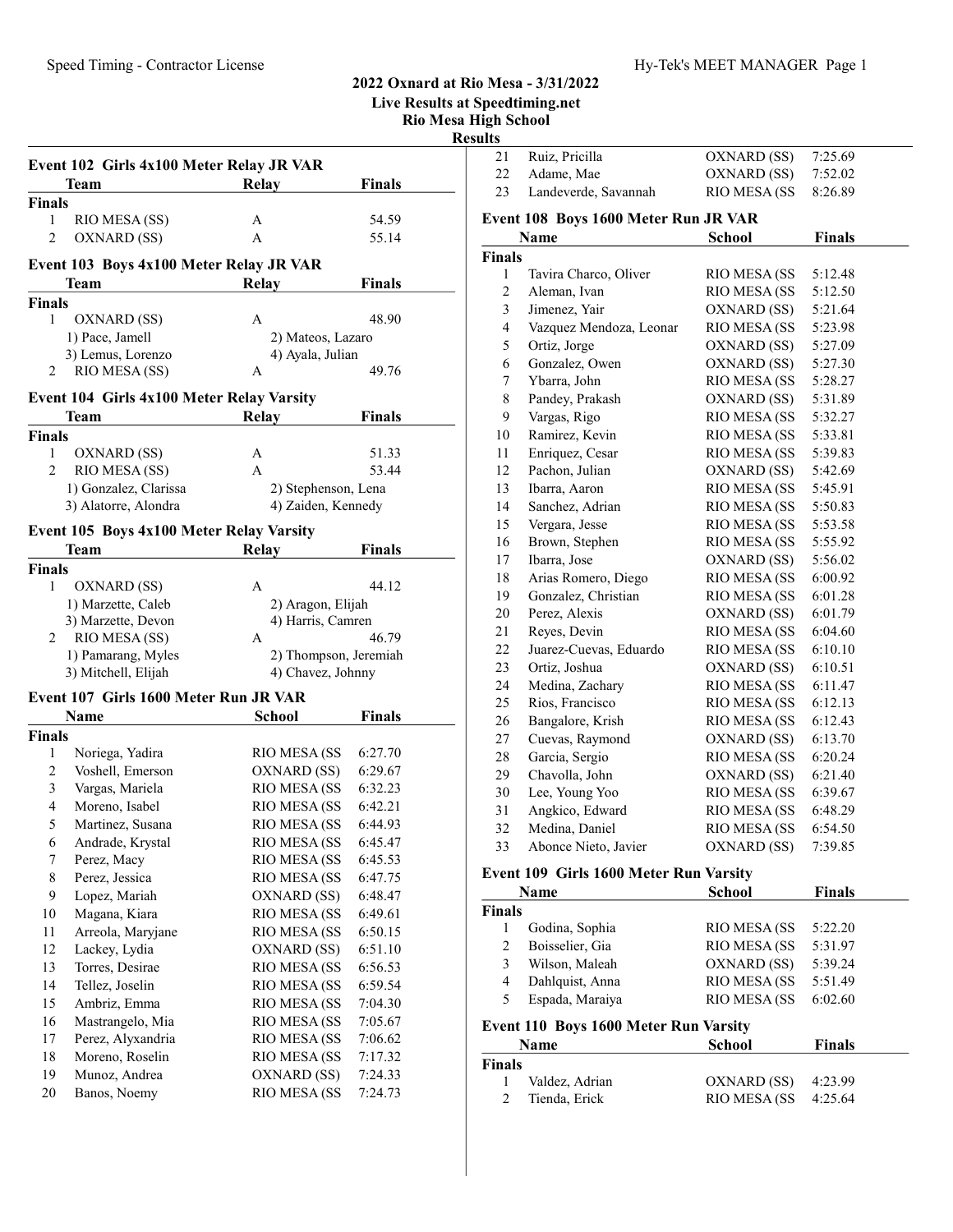# 2022 Oxnard at Rio Mesa - 3/31/2022

**Live Results at Speedtiming.net**

**Rio Mesa High School**

**Results**

### Event 102 Girls 4x100 Meter Relay JR VAR

| | Team | Relay | Finals |
|---|---|---|---|
| **Finals** | | | |
| 1 | RIO MESA (SS) | A | 54.59 |
| 2 | OXNARD (SS) | A | 55.14 |

### Event 103 Boys 4x100 Meter Relay JR VAR

| | Team | Relay | Finals |
|---|---|---|---|
| **Finals** | | | |
| 1 | OXNARD (SS) | A | 48.90 |
| | 1) Pace, Jamell | 2) Mateos, Lazaro | |
| | 3) Lemus, Lorenzo | 4) Ayala, Julian | |
| 2 | RIO MESA (SS) | A | 49.76 |

### Event 104 Girls 4x100 Meter Relay Varsity

| | Team | Relay | Finals |
|---|---|---|---|
| **Finals** | | | |
| 1 | OXNARD (SS) | A | 51.33 |
| 2 | RIO MESA (SS) | A | 53.44 |
| | 1) Gonzalez, Clarissa | 2) Stephenson, Lena | |
| | 3) Alatorre, Alondra | 4) Zaiden, Kennedy | |

### Event 105 Boys 4x100 Meter Relay Varsity

| | Team | Relay | Finals |
|---|---|---|---|
| **Finals** | | | |
| 1 | OXNARD (SS) | A | 44.12 |
| | 1) Marzette, Caleb | 2) Aragon, Elijah | |
| | 3) Marzette, Devon | 4) Harris, Camren | |
| 2 | RIO MESA (SS) | A | 46.79 |
| | 1) Pamarang, Myles | 2) Thompson, Jeremiah | |
| | 3) Mitchell, Elijah | 4) Chavez, Johnny | |

### Event 107 Girls 1600 Meter Run JR VAR

| | Name | School | Finals |
|---|---|---|---|
| **Finals** | | | |
| 1 | Noriega, Yadira | RIO MESA (SS | 6:27.70 |
| 2 | Voshell, Emerson | OXNARD (SS) | 6:29.67 |
| 3 | Vargas, Mariela | RIO MESA (SS | 6:32.23 |
| 4 | Moreno, Isabel | RIO MESA (SS | 6:42.21 |
| 5 | Martinez, Susana | RIO MESA (SS | 6:44.93 |
| 6 | Andrade, Krystal | RIO MESA (SS | 6:45.47 |
| 7 | Perez, Macy | RIO MESA (SS | 6:45.53 |
| 8 | Perez, Jessica | RIO MESA (SS | 6:47.75 |
| 9 | Lopez, Mariah | OXNARD (SS) | 6:48.47 |
| 10 | Magana, Kiara | RIO MESA (SS | 6:49.61 |
| 11 | Arreola, Maryjane | RIO MESA (SS | 6:50.15 |
| 12 | Lackey, Lydia | OXNARD (SS) | 6:51.10 |
| 13 | Torres, Desirae | RIO MESA (SS | 6:56.53 |
| 14 | Tellez, Joselin | RIO MESA (SS | 6:59.54 |
| 15 | Ambriz, Emma | RIO MESA (SS | 7:04.30 |
| 16 | Mastrangelo, Mia | RIO MESA (SS | 7:05.67 |
| 17 | Perez, Alyxandria | RIO MESA (SS | 7:06.62 |
| 18 | Moreno, Roselin | RIO MESA (SS | 7:17.32 |
| 19 | Munoz, Andrea | OXNARD (SS) | 7:24.33 |
| 20 | Banos, Noemy | RIO MESA (SS | 7:24.73 |
| 21 | Ruiz, Pricilla | OXNARD (SS) | 7:25.69 |
| 22 | Adame, Mae | OXNARD (SS) | 7:52.02 |
| 23 | Landeverde, Savannah | RIO MESA (SS | 8:26.89 |

### Event 108 Boys 1600 Meter Run JR VAR

| | Name | School | Finals |
|---|---|---|---|
| **Finals** | | | |
| 1 | Tavira Charco, Oliver | RIO MESA (SS | 5:12.48 |
| 2 | Aleman, Ivan | RIO MESA (SS | 5:12.50 |
| 3 | Jimenez, Yair | OXNARD (SS) | 5:21.64 |
| 4 | Vazquez Mendoza, Leonar | RIO MESA (SS | 5:23.98 |
| 5 | Ortiz, Jorge | OXNARD (SS) | 5:27.09 |
| 6 | Gonzalez, Owen | OXNARD (SS) | 5:27.30 |
| 7 | Ybarra, John | RIO MESA (SS | 5:28.27 |
| 8 | Pandey, Prakash | OXNARD (SS) | 5:31.89 |
| 9 | Vargas, Rigo | RIO MESA (SS | 5:32.27 |
| 10 | Ramirez, Kevin | RIO MESA (SS | 5:33.81 |
| 11 | Enriquez, Cesar | RIO MESA (SS | 5:39.83 |
| 12 | Pachon, Julian | OXNARD (SS) | 5:42.69 |
| 13 | Ibarra, Aaron | RIO MESA (SS | 5:45.91 |
| 14 | Sanchez, Adrian | RIO MESA (SS | 5:50.83 |
| 15 | Vergara, Jesse | RIO MESA (SS | 5:53.58 |
| 16 | Brown, Stephen | RIO MESA (SS | 5:55.92 |
| 17 | Ibarra, Jose | OXNARD (SS) | 5:56.02 |
| 18 | Arias Romero, Diego | RIO MESA (SS | 6:00.92 |
| 19 | Gonzalez, Christian | RIO MESA (SS | 6:01.28 |
| 20 | Perez, Alexis | OXNARD (SS) | 6:01.79 |
| 21 | Reyes, Devin | RIO MESA (SS | 6:04.60 |
| 22 | Juarez-Cuevas, Eduardo | RIO MESA (SS | 6:10.10 |
| 23 | Ortiz, Joshua | OXNARD (SS) | 6:10.51 |
| 24 | Medina, Zachary | RIO MESA (SS | 6:11.47 |
| 25 | Rios, Francisco | RIO MESA (SS | 6:12.13 |
| 26 | Bangalore, Krish | RIO MESA (SS | 6:12.43 |
| 27 | Cuevas, Raymond | OXNARD (SS) | 6:13.70 |
| 28 | Garcia, Sergio | RIO MESA (SS | 6:20.24 |
| 29 | Chavolla, John | OXNARD (SS) | 6:21.40 |
| 30 | Lee, Young Yoo | RIO MESA (SS | 6:39.67 |
| 31 | Angkico, Edward | RIO MESA (SS | 6:48.29 |
| 32 | Medina, Daniel | RIO MESA (SS | 6:54.50 |
| 33 | Abonce Nieto, Javier | OXNARD (SS) | 7:39.85 |

### Event 109 Girls 1600 Meter Run Varsity

| | Name | School | Finals |
|---|---|---|---|
| **Finals** | | | |
| 1 | Godina, Sophia | RIO MESA (SS | 5:22.20 |
| 2 | Boisselier, Gia | RIO MESA (SS | 5:31.97 |
| 3 | Wilson, Maleah | OXNARD (SS) | 5:39.24 |
| 4 | Dahlquist, Anna | RIO MESA (SS | 5:51.49 |
| 5 | Espada, Maraiya | RIO MESA (SS | 6:02.60 |

### Event 110 Boys 1600 Meter Run Varsity

| | Name | School | Finals |
|---|---|---|---|
| **Finals** | | | |
| 1 | Valdez, Adrian | OXNARD (SS) | 4:23.99 |
| 2 | Tienda, Erick | RIO MESA (SS | 4:25.64 |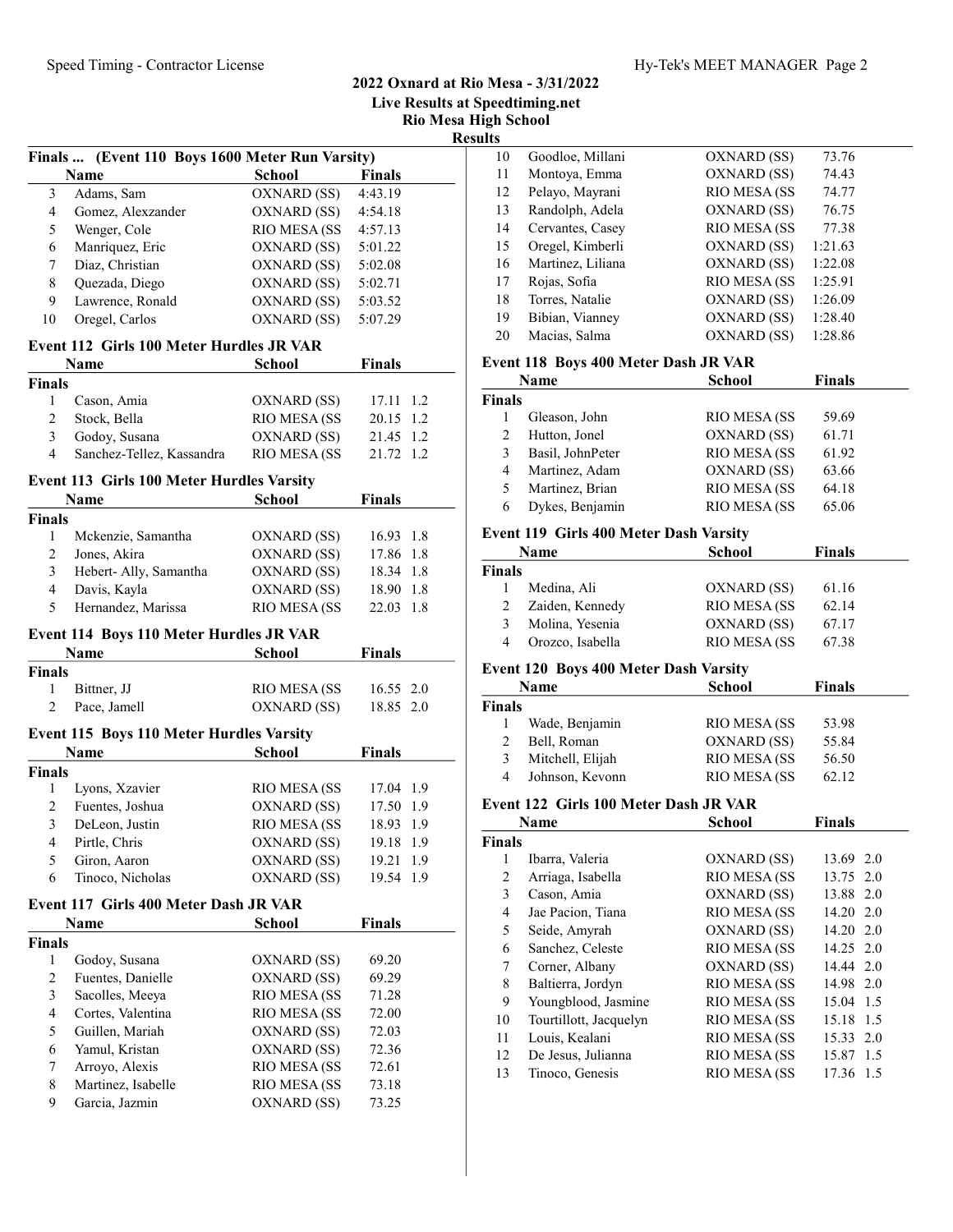## 2022 Oxnard at Rio Mesa - 3/31/2022

**Live Results at Speedtiming.net**

**Rio Mesa High School**

**Results**

### Finals ... (Event 110 Boys 1600 Meter Run Varsity)

| | Name | School | Finals |
|---|---|---|---|
| 3 | Adams, Sam | OXNARD (SS) | 4:43.19 |
| 4 | Gomez, Alexzander | OXNARD (SS) | 4:54.18 |
| 5 | Wenger, Cole | RIO MESA (SS | 4:57.13 |
| 6 | Manriquez, Eric | OXNARD (SS) | 5:01.22 |
| 7 | Diaz, Christian | OXNARD (SS) | 5:02.08 |
| 8 | Quezada, Diego | OXNARD (SS) | 5:02.71 |
| 9 | Lawrence, Ronald | OXNARD (SS) | 5:03.52 |
| 10 | Oregel, Carlos | OXNARD (SS) | 5:07.29 |

### Event 112 Girls 100 Meter Hurdles JR VAR

| | Name | School | Finals | |
|---|---|---|---|---|
| **Finals** | | | | |
| 1 | Cason, Amia | OXNARD (SS) | 17.11 | 1.2 |
| 2 | Stock, Bella | RIO MESA (SS | 20.15 | 1.2 |
| 3 | Godoy, Susana | OXNARD (SS) | 21.45 | 1.2 |
| 4 | Sanchez-Tellez, Kassandra | RIO MESA (SS | 21.72 | 1.2 |

### Event 113 Girls 100 Meter Hurdles Varsity

| | Name | School | Finals | |
|---|---|---|---|---|
| **Finals** | | | | |
| 1 | Mckenzie, Samantha | OXNARD (SS) | 16.93 | 1.8 |
| 2 | Jones, Akira | OXNARD (SS) | 17.86 | 1.8 |
| 3 | Hebert- Ally, Samantha | OXNARD (SS) | 18.34 | 1.8 |
| 4 | Davis, Kayla | OXNARD (SS) | 18.90 | 1.8 |
| 5 | Hernandez, Marissa | RIO MESA (SS | 22.03 | 1.8 |

### Event 114 Boys 110 Meter Hurdles JR VAR

| | Name | School | Finals | |
|---|---|---|---|---|
| **Finals** | | | | |
| 1 | Bittner, JJ | RIO MESA (SS | 16.55 | 2.0 |
| 2 | Pace, Jamell | OXNARD (SS) | 18.85 | 2.0 |

### Event 115 Boys 110 Meter Hurdles Varsity

| | Name | School | Finals | |
|---|---|---|---|---|
| **Finals** | | | | |
| 1 | Lyons, Xzavier | RIO MESA (SS | 17.04 | 1.9 |
| 2 | Fuentes, Joshua | OXNARD (SS) | 17.50 | 1.9 |
| 3 | DeLeon, Justin | RIO MESA (SS | 18.93 | 1.9 |
| 4 | Pirtle, Chris | OXNARD (SS) | 19.18 | 1.9 |
| 5 | Giron, Aaron | OXNARD (SS) | 19.21 | 1.9 |
| 6 | Tinoco, Nicholas | OXNARD (SS) | 19.54 | 1.9 |

### Event 117 Girls 400 Meter Dash JR VAR

| | Name | School | Finals |
|---|---|---|---|
| **Finals** | | | |
| 1 | Godoy, Susana | OXNARD (SS) | 69.20 |
| 2 | Fuentes, Danielle | OXNARD (SS) | 69.29 |
| 3 | Sacolles, Meeya | RIO MESA (SS | 71.28 |
| 4 | Cortes, Valentina | RIO MESA (SS | 72.00 |
| 5 | Guillen, Mariah | OXNARD (SS) | 72.03 |
| 6 | Yamul, Kristan | OXNARD (SS) | 72.36 |
| 7 | Arroyo, Alexis | RIO MESA (SS | 72.61 |
| 8 | Martinez, Isabelle | RIO MESA (SS | 73.18 |
| 9 | Garcia, Jazmin | OXNARD (SS) | 73.25 |
| 10 | Goodloe, Millani | OXNARD (SS) | 73.76 |
| 11 | Montoya, Emma | OXNARD (SS) | 74.43 |
| 12 | Pelayo, Mayrani | RIO MESA (SS | 74.77 |
| 13 | Randolph, Adela | OXNARD (SS) | 76.75 |
| 14 | Cervantes, Casey | RIO MESA (SS | 77.38 |
| 15 | Oregel, Kimberli | OXNARD (SS) | 1:21.63 |
| 16 | Martinez, Liliana | OXNARD (SS) | 1:22.08 |
| 17 | Rojas, Sofia | RIO MESA (SS | 1:25.91 |
| 18 | Torres, Natalie | OXNARD (SS) | 1:26.09 |
| 19 | Bibian, Vianney | OXNARD (SS) | 1:28.40 |
| 20 | Macias, Salma | OXNARD (SS) | 1:28.86 |

### Event 118 Boys 400 Meter Dash JR VAR

| | Name | School | Finals |
|---|---|---|---|
| **Finals** | | | |
| 1 | Gleason, John | RIO MESA (SS | 59.69 |
| 2 | Hutton, Jonel | OXNARD (SS) | 61.71 |
| 3 | Basil, JohnPeter | RIO MESA (SS | 61.92 |
| 4 | Martinez, Adam | OXNARD (SS) | 63.66 |
| 5 | Martinez, Brian | RIO MESA (SS | 64.18 |
| 6 | Dykes, Benjamin | RIO MESA (SS | 65.06 |

### Event 119 Girls 400 Meter Dash Varsity

| | Name | School | Finals |
|---|---|---|---|
| **Finals** | | | |
| 1 | Medina, Ali | OXNARD (SS) | 61.16 |
| 2 | Zaiden, Kennedy | RIO MESA (SS | 62.14 |
| 3 | Molina, Yesenia | OXNARD (SS) | 67.17 |
| 4 | Orozco, Isabella | RIO MESA (SS | 67.38 |

### Event 120 Boys 400 Meter Dash Varsity

| | Name | School | Finals |
|---|---|---|---|
| **Finals** | | | |
| 1 | Wade, Benjamin | RIO MESA (SS | 53.98 |
| 2 | Bell, Roman | OXNARD (SS) | 55.84 |
| 3 | Mitchell, Elijah | RIO MESA (SS | 56.50 |
| 4 | Johnson, Kevonn | RIO MESA (SS | 62.12 |

### Event 122 Girls 100 Meter Dash JR VAR

| | Name | School | Finals | |
|---|---|---|---|---|
| **Finals** | | | | |
| 1 | Ibarra, Valeria | OXNARD (SS) | 13.69 | 2.0 |
| 2 | Arriaga, Isabella | RIO MESA (SS | 13.75 | 2.0 |
| 3 | Cason, Amia | OXNARD (SS) | 13.88 | 2.0 |
| 4 | Jae Pacion, Tiana | RIO MESA (SS | 14.20 | 2.0 |
| 5 | Seide, Amyrah | OXNARD (SS) | 14.20 | 2.0 |
| 6 | Sanchez, Celeste | RIO MESA (SS | 14.25 | 2.0 |
| 7 | Corner, Albany | OXNARD (SS) | 14.44 | 2.0 |
| 8 | Baltierra, Jordyn | RIO MESA (SS | 14.98 | 2.0 |
| 9 | Youngblood, Jasmine | RIO MESA (SS | 15.04 | 1.5 |
| 10 | Tourtillott, Jacquelyn | RIO MESA (SS | 15.18 | 1.5 |
| 11 | Louis, Kealani | RIO MESA (SS | 15.33 | 2.0 |
| 12 | De Jesus, Julianna | RIO MESA (SS | 15.87 | 1.5 |
| 13 | Tinoco, Genesis | RIO MESA (SS | 17.36 | 1.5 |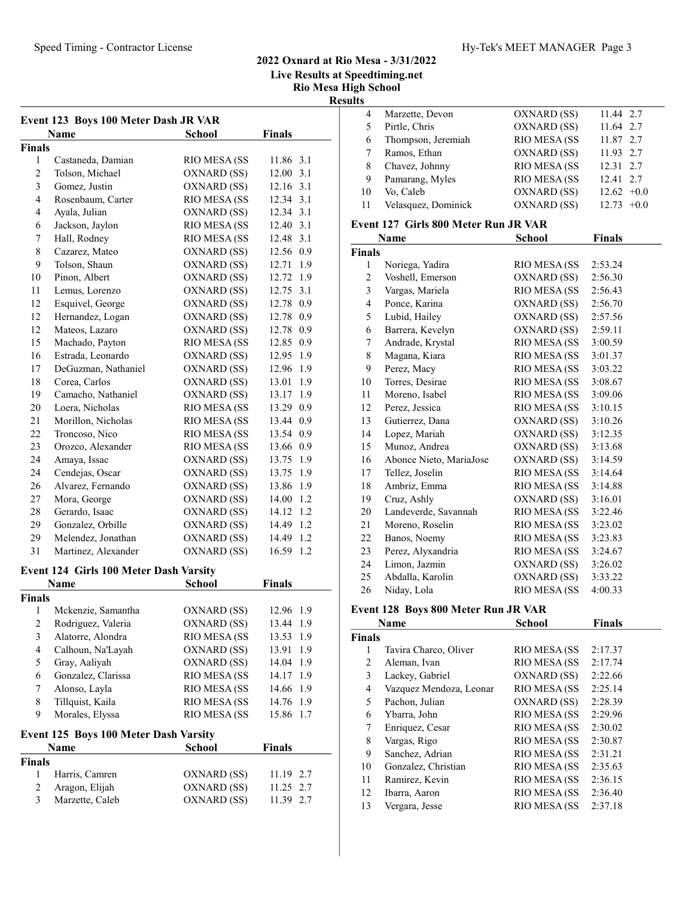# 2022 Oxnard at Rio Mesa - 3/31/2022

**Live Results at Speedtiming.net**

**Rio Mesa High School**

**Results**

### Event 123 Boys 100 Meter Dash JR VAR

| | Name | School | Finals | |
|---|---|---|---|---|
| **Finals** | | | | |
| 1 | Castaneda, Damian | RIO MESA (SS | 11.86 | 3.1 |
| 2 | Tolson, Michael | OXNARD (SS) | 12.00 | 3.1 |
| 3 | Gomez, Justin | OXNARD (SS) | 12.16 | 3.1 |
| 4 | Rosenbaum, Carter | RIO MESA (SS | 12.34 | 3.1 |
| 4 | Ayala, Julian | OXNARD (SS) | 12.34 | 3.1 |
| 6 | Jackson, Jaylon | RIO MESA (SS | 12.40 | 3.1 |
| 7 | Hall, Rodney | RIO MESA (SS | 12.48 | 3.1 |
| 8 | Cazarez, Mateo | OXNARD (SS) | 12.56 | 0.9 |
| 9 | Tolson, Shaun | OXNARD (SS) | 12.71 | 1.9 |
| 10 | Pinon, Albert | OXNARD (SS) | 12.72 | 1.9 |
| 11 | Lemus, Lorenzo | OXNARD (SS) | 12.75 | 3.1 |
| 12 | Esquivel, George | OXNARD (SS) | 12.78 | 0.9 |
| 12 | Hernandez, Logan | OXNARD (SS) | 12.78 | 0.9 |
| 12 | Mateos, Lazaro | OXNARD (SS) | 12.78 | 0.9 |
| 15 | Machado, Payton | RIO MESA (SS | 12.85 | 0.9 |
| 16 | Estrada, Leonardo | OXNARD (SS) | 12.95 | 1.9 |
| 17 | DeGuzman, Nathaniel | OXNARD (SS) | 12.96 | 1.9 |
| 18 | Corea, Carlos | OXNARD (SS) | 13.01 | 1.9 |
| 19 | Camacho, Nathaniel | OXNARD (SS) | 13.17 | 1.9 |
| 20 | Loera, Nicholas | RIO MESA (SS | 13.29 | 0.9 |
| 21 | Morillon, Nicholas | RIO MESA (SS | 13.44 | 0.9 |
| 22 | Troncoso, Nico | RIO MESA (SS | 13.54 | 0.9 |
| 23 | Orozco, Alexander | RIO MESA (SS | 13.66 | 0.9 |
| 24 | Amaya, Issac | OXNARD (SS) | 13.75 | 1.9 |
| 24 | Cendejas, Oscar | OXNARD (SS) | 13.75 | 1.9 |
| 26 | Alvarez, Fernando | OXNARD (SS) | 13.86 | 1.9 |
| 27 | Mora, George | OXNARD (SS) | 14.00 | 1.2 |
| 28 | Gerardo, Isaac | OXNARD (SS) | 14.12 | 1.2 |
| 29 | Gonzalez, Orbille | OXNARD (SS) | 14.49 | 1.2 |
| 29 | Melendez, Jonathan | OXNARD (SS) | 14.49 | 1.2 |
| 31 | Martinez, Alexander | OXNARD (SS) | 16.59 | 1.2 |

### Event 124 Girls 100 Meter Dash Varsity

| | Name | School | Finals | |
|---|---|---|---|---|
| **Finals** | | | | |
| 1 | Mckenzie, Samantha | OXNARD (SS) | 12.96 | 1.9 |
| 2 | Rodriguez, Valeria | OXNARD (SS) | 13.44 | 1.9 |
| 3 | Alatorre, Alondra | RIO MESA (SS | 13.53 | 1.9 |
| 4 | Calhoun, Na'Layah | OXNARD (SS) | 13.91 | 1.9 |
| 5 | Gray, Aaliyah | OXNARD (SS) | 14.04 | 1.9 |
| 6 | Gonzalez, Clarissa | RIO MESA (SS | 14.17 | 1.9 |
| 7 | Alonso, Layla | RIO MESA (SS | 14.66 | 1.9 |
| 8 | Tillquist, Kaila | RIO MESA (SS | 14.76 | 1.9 |
| 9 | Morales, Elyssa | RIO MESA (SS | 15.86 | 1.7 |

### Event 125 Boys 100 Meter Dash Varsity

| | Name | School | Finals | |
|---|---|---|---|---|
| **Finals** | | | | |
| 1 | Harris, Camren | OXNARD (SS) | 11.19 | 2.7 |
| 2 | Aragon, Elijah | OXNARD (SS) | 11.25 | 2.7 |
| 3 | Marzette, Caleb | OXNARD (SS) | 11.39 | 2.7 |
| 4 | Marzette, Devon | OXNARD (SS) | 11.44 | 2.7 |
| 5 | Pirtle, Chris | OXNARD (SS) | 11.64 | 2.7 |
| 6 | Thompson, Jeremiah | RIO MESA (SS | 11.87 | 2.7 |
| 7 | Ramos, Ethan | OXNARD (SS) | 11.93 | 2.7 |
| 8 | Chavez, Johnny | RIO MESA (SS | 12.31 | 2.7 |
| 9 | Pamarang, Myles | RIO MESA (SS | 12.41 | 2.7 |
| 10 | Vo, Caleb | OXNARD (SS) | 12.62 | +0.0 |
| 11 | Velasquez, Dominick | OXNARD (SS) | 12.73 | +0.0 |

### Event 127 Girls 800 Meter Run JR VAR

| | Name | School | Finals |
|---|---|---|---|
| **Finals** | | | |
| 1 | Noriega, Yadira | RIO MESA (SS | 2:53.24 |
| 2 | Voshell, Emerson | OXNARD (SS) | 2:56.30 |
| 3 | Vargas, Mariela | RIO MESA (SS | 2:56.43 |
| 4 | Ponce, Karina | OXNARD (SS) | 2:56.70 |
| 5 | Lubid, Hailey | OXNARD (SS) | 2:57.56 |
| 6 | Barrera, Kevelyn | OXNARD (SS) | 2:59.11 |
| 7 | Andrade, Krystal | RIO MESA (SS | 3:00.59 |
| 8 | Magana, Kiara | RIO MESA (SS | 3:01.37 |
| 9 | Perez, Macy | RIO MESA (SS | 3:03.22 |
| 10 | Torres, Desirae | RIO MESA (SS | 3:08.67 |
| 11 | Moreno, Isabel | RIO MESA (SS | 3:09.06 |
| 12 | Perez, Jessica | RIO MESA (SS | 3:10.15 |
| 13 | Gutierrez, Dana | OXNARD (SS) | 3:10.26 |
| 14 | Lopez, Mariah | OXNARD (SS) | 3:12.35 |
| 15 | Munoz, Andrea | OXNARD (SS) | 3:13.68 |
| 16 | Abonce Nieto, MariaJose | OXNARD (SS) | 3:14.59 |
| 17 | Tellez, Joselin | RIO MESA (SS | 3:14.64 |
| 18 | Ambriz, Emma | RIO MESA (SS | 3:14.88 |
| 19 | Cruz, Ashly | OXNARD (SS) | 3:16.01 |
| 20 | Landeverde, Savannah | RIO MESA (SS | 3:22.46 |
| 21 | Moreno, Roselin | RIO MESA (SS | 3:23.02 |
| 22 | Banos, Noemy | RIO MESA (SS | 3:23.83 |
| 23 | Perez, Alyxandria | RIO MESA (SS | 3:24.67 |
| 24 | Limon, Jazmin | OXNARD (SS) | 3:26.02 |
| 25 | Abdalla, Karolin | OXNARD (SS) | 3:33.22 |
| 26 | Niday, Lola | RIO MESA (SS | 4:00.33 |

### Event 128 Boys 800 Meter Run JR VAR

| | Name | School | Finals |
|---|---|---|---|
| **Finals** | | | |
| 1 | Tavira Charco, Oliver | RIO MESA (SS | 2:17.37 |
| 2 | Aleman, Ivan | RIO MESA (SS | 2:17.74 |
| 3 | Lackey, Gabriel | OXNARD (SS) | 2:22.66 |
| 4 | Vazquez Mendoza, Leonar | RIO MESA (SS | 2:25.14 |
| 5 | Pachon, Julian | OXNARD (SS) | 2:28.39 |
| 6 | Ybarra, John | RIO MESA (SS | 2:29.96 |
| 7 | Enriquez, Cesar | RIO MESA (SS | 2:30.02 |
| 8 | Vargas, Rigo | RIO MESA (SS | 2:30.87 |
| 9 | Sanchez, Adrian | RIO MESA (SS | 2:31.21 |
| 10 | Gonzalez, Christian | RIO MESA (SS | 2:35.63 |
| 11 | Ramirez, Kevin | RIO MESA (SS | 2:36.15 |
| 12 | Ibarra, Aaron | RIO MESA (SS | 2:36.40 |
| 13 | Vergara, Jesse | RIO MESA (SS | 2:37.18 |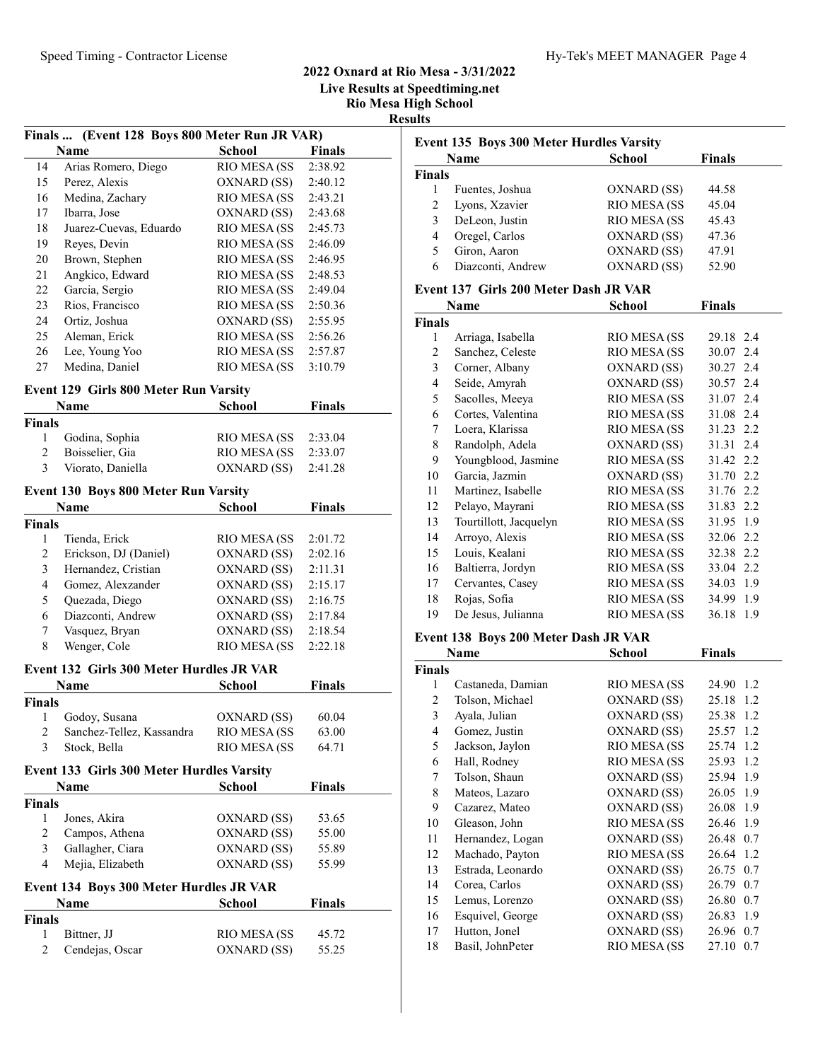## 2022 Oxnard at Rio Mesa - 3/31/2022

**Live Results at Speedtiming.net**

**Rio Mesa High School**

**Results**

### Finals ... (Event 128 Boys 800 Meter Run JR VAR)

| | Name | School | Finals |
|---|---|---|---|
| 14 | Arias Romero, Diego | RIO MESA (SS | 2:38.92 |
| 15 | Perez, Alexis | OXNARD (SS) | 2:40.12 |
| 16 | Medina, Zachary | RIO MESA (SS | 2:43.21 |
| 17 | Ibarra, Jose | OXNARD (SS) | 2:43.68 |
| 18 | Juarez-Cuevas, Eduardo | RIO MESA (SS | 2:45.73 |
| 19 | Reyes, Devin | RIO MESA (SS | 2:46.09 |
| 20 | Brown, Stephen | RIO MESA (SS | 2:46.95 |
| 21 | Angkico, Edward | RIO MESA (SS | 2:48.53 |
| 22 | Garcia, Sergio | RIO MESA (SS | 2:49.04 |
| 23 | Rios, Francisco | RIO MESA (SS | 2:50.36 |
| 24 | Ortiz, Joshua | OXNARD (SS) | 2:55.95 |
| 25 | Aleman, Erick | RIO MESA (SS | 2:56.26 |
| 26 | Lee, Young Yoo | RIO MESA (SS | 2:57.87 |
| 27 | Medina, Daniel | RIO MESA (SS | 3:10.79 |

### Event 129 Girls 800 Meter Run Varsity

| | Name | School | Finals |
|---|---|---|---|
| **Finals** | | | |
| 1 | Godina, Sophia | RIO MESA (SS | 2:33.04 |
| 2 | Boisselier, Gia | RIO MESA (SS | 2:33.07 |
| 3 | Viorato, Daniella | OXNARD (SS) | 2:41.28 |

### Event 130 Boys 800 Meter Run Varsity

| | Name | School | Finals |
|---|---|---|---|
| **Finals** | | | |
| 1 | Tienda, Erick | RIO MESA (SS | 2:01.72 |
| 2 | Erickson, DJ (Daniel) | OXNARD (SS) | 2:02.16 |
| 3 | Hernandez, Cristian | OXNARD (SS) | 2:11.31 |
| 4 | Gomez, Alexzander | OXNARD (SS) | 2:15.17 |
| 5 | Quezada, Diego | OXNARD (SS) | 2:16.75 |
| 6 | Diazconti, Andrew | OXNARD (SS) | 2:17.84 |
| 7 | Vasquez, Bryan | OXNARD (SS) | 2:18.54 |
| 8 | Wenger, Cole | RIO MESA (SS | 2:22.18 |

### Event 132 Girls 300 Meter Hurdles JR VAR

| | Name | School | Finals |
|---|---|---|---|
| **Finals** | | | |
| 1 | Godoy, Susana | OXNARD (SS) | 60.04 |
| 2 | Sanchez-Tellez, Kassandra | RIO MESA (SS | 63.00 |
| 3 | Stock, Bella | RIO MESA (SS | 64.71 |

### Event 133 Girls 300 Meter Hurdles Varsity

| | Name | School | Finals |
|---|---|---|---|
| **Finals** | | | |
| 1 | Jones, Akira | OXNARD (SS) | 53.65 |
| 2 | Campos, Athena | OXNARD (SS) | 55.00 |
| 3 | Gallagher, Ciara | OXNARD (SS) | 55.89 |
| 4 | Mejia, Elizabeth | OXNARD (SS) | 55.99 |

### Event 134 Boys 300 Meter Hurdles JR VAR

| | Name | School | Finals |
|---|---|---|---|
| **Finals** | | | |
| 1 | Bittner, JJ | RIO MESA (SS | 45.72 |
| 2 | Cendejas, Oscar | OXNARD (SS) | 55.25 |

### Event 135 Boys 300 Meter Hurdles Varsity

| | Name | School | Finals |
|---|---|---|---|
| **Finals** | | | |
| 1 | Fuentes, Joshua | OXNARD (SS) | 44.58 |
| 2 | Lyons, Xzavier | RIO MESA (SS | 45.04 |
| 3 | DeLeon, Justin | RIO MESA (SS | 45.43 |
| 4 | Oregel, Carlos | OXNARD (SS) | 47.36 |
| 5 | Giron, Aaron | OXNARD (SS) | 47.91 |
| 6 | Diazconti, Andrew | OXNARD (SS) | 52.90 |

### Event 137 Girls 200 Meter Dash JR VAR

| | Name | School | Finals | |
|---|---|---|---|---|
| **Finals** | | | | |
| 1 | Arriaga, Isabella | RIO MESA (SS | 29.18 | 2.4 |
| 2 | Sanchez, Celeste | RIO MESA (SS | 30.07 | 2.4 |
| 3 | Corner, Albany | OXNARD (SS) | 30.27 | 2.4 |
| 4 | Seide, Amyrah | OXNARD (SS) | 30.57 | 2.4 |
| 5 | Sacolles, Meeya | RIO MESA (SS | 31.07 | 2.4 |
| 6 | Cortes, Valentina | RIO MESA (SS | 31.08 | 2.4 |
| 7 | Loera, Klarissa | RIO MESA (SS | 31.23 | 2.2 |
| 8 | Randolph, Adela | OXNARD (SS) | 31.31 | 2.4 |
| 9 | Youngblood, Jasmine | RIO MESA (SS | 31.42 | 2.2 |
| 10 | Garcia, Jazmin | OXNARD (SS) | 31.70 | 2.2 |
| 11 | Martinez, Isabelle | RIO MESA (SS | 31.76 | 2.2 |
| 12 | Pelayo, Mayrani | RIO MESA (SS | 31.83 | 2.2 |
| 13 | Tourtillott, Jacquelyn | RIO MESA (SS | 31.95 | 1.9 |
| 14 | Arroyo, Alexis | RIO MESA (SS | 32.06 | 2.2 |
| 15 | Louis, Kealani | RIO MESA (SS | 32.38 | 2.2 |
| 16 | Baltierra, Jordyn | RIO MESA (SS | 33.04 | 2.2 |
| 17 | Cervantes, Casey | RIO MESA (SS | 34.03 | 1.9 |
| 18 | Rojas, Sofia | RIO MESA (SS | 34.99 | 1.9 |
| 19 | De Jesus, Julianna | RIO MESA (SS | 36.18 | 1.9 |

### Event 138 Boys 200 Meter Dash JR VAR

| | Name | School | Finals | |
|---|---|---|---|---|
| **Finals** | | | | |
| 1 | Castaneda, Damian | RIO MESA (SS | 24.90 | 1.2 |
| 2 | Tolson, Michael | OXNARD (SS) | 25.18 | 1.2 |
| 3 | Ayala, Julian | OXNARD (SS) | 25.38 | 1.2 |
| 4 | Gomez, Justin | OXNARD (SS) | 25.57 | 1.2 |
| 5 | Jackson, Jaylon | RIO MESA (SS | 25.74 | 1.2 |
| 6 | Hall, Rodney | RIO MESA (SS | 25.93 | 1.2 |
| 7 | Tolson, Shaun | OXNARD (SS) | 25.94 | 1.9 |
| 8 | Mateos, Lazaro | OXNARD (SS) | 26.05 | 1.9 |
| 9 | Cazarez, Mateo | OXNARD (SS) | 26.08 | 1.9 |
| 10 | Gleason, John | RIO MESA (SS | 26.46 | 1.9 |
| 11 | Hernandez, Logan | OXNARD (SS) | 26.48 | 0.7 |
| 12 | Machado, Payton | RIO MESA (SS | 26.64 | 1.2 |
| 13 | Estrada, Leonardo | OXNARD (SS) | 26.75 | 0.7 |
| 14 | Corea, Carlos | OXNARD (SS) | 26.79 | 0.7 |
| 15 | Lemus, Lorenzo | OXNARD (SS) | 26.80 | 0.7 |
| 16 | Esquivel, George | OXNARD (SS) | 26.83 | 1.9 |
| 17 | Hutton, Jonel | OXNARD (SS) | 26.96 | 0.7 |
| 18 | Basil, JohnPeter | RIO MESA (SS | 27.10 | 0.7 |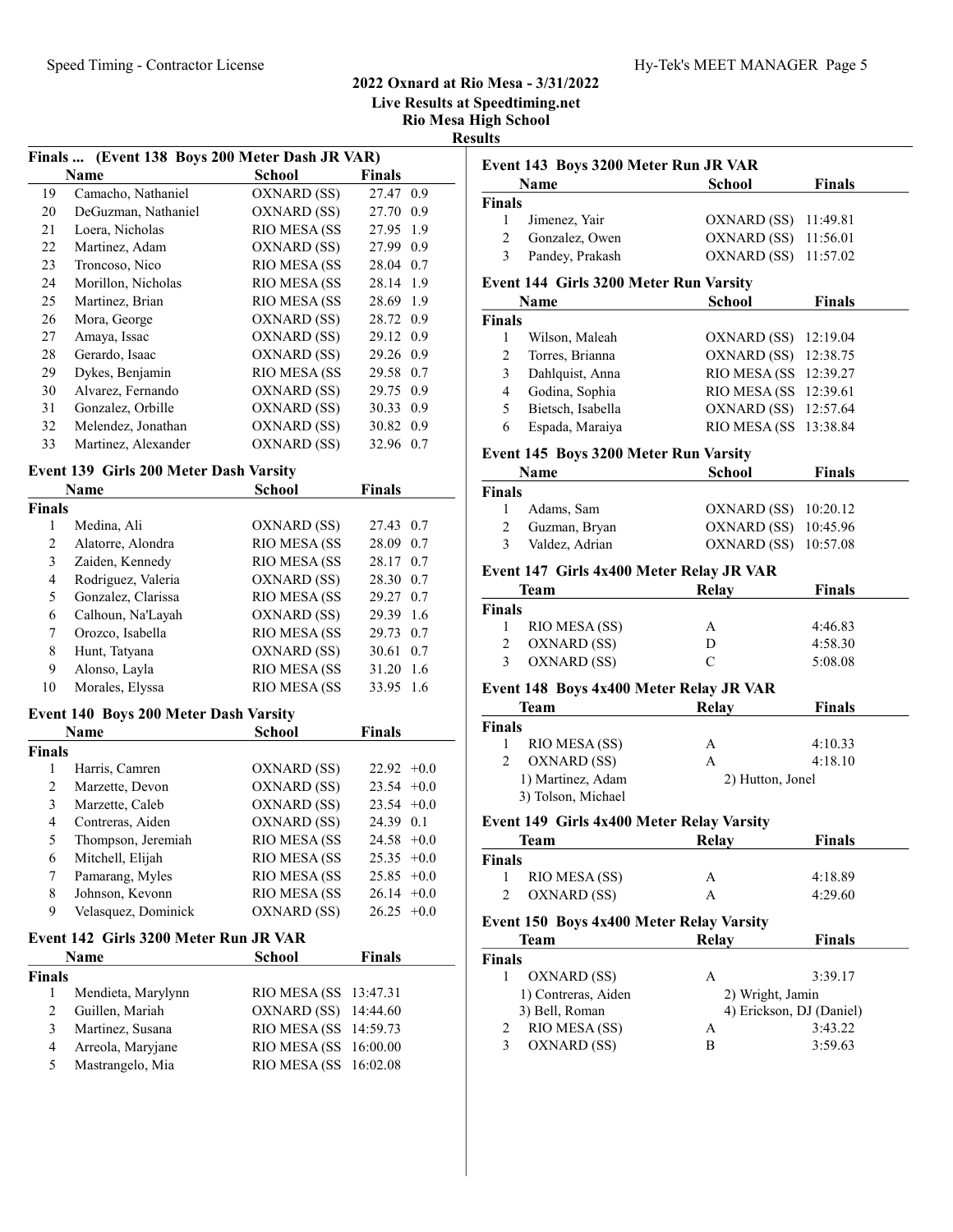## 2022 Oxnard at Rio Mesa - 3/31/2022

**Live Results at Speedtiming.net**

**Rio Mesa High School**

**Results**

### Finals ... (Event 138 Boys 200 Meter Dash JR VAR)

| | Name | School | Finals | |
|---|---|---|---|---|
| 19 | Camacho, Nathaniel | OXNARD (SS) | 27.47 | 0.9 |
| 20 | DeGuzman, Nathaniel | OXNARD (SS) | 27.70 | 0.9 |
| 21 | Loera, Nicholas | RIO MESA (SS | 27.95 | 1.9 |
| 22 | Martinez, Adam | OXNARD (SS) | 27.99 | 0.9 |
| 23 | Troncoso, Nico | RIO MESA (SS | 28.04 | 0.7 |
| 24 | Morillon, Nicholas | RIO MESA (SS | 28.14 | 1.9 |
| 25 | Martinez, Brian | RIO MESA (SS | 28.69 | 1.9 |
| 26 | Mora, George | OXNARD (SS) | 28.72 | 0.9 |
| 27 | Amaya, Issac | OXNARD (SS) | 29.12 | 0.9 |
| 28 | Gerardo, Isaac | OXNARD (SS) | 29.26 | 0.9 |
| 29 | Dykes, Benjamin | RIO MESA (SS | 29.58 | 0.7 |
| 30 | Alvarez, Fernando | OXNARD (SS) | 29.75 | 0.9 |
| 31 | Gonzalez, Orbille | OXNARD (SS) | 30.33 | 0.9 |
| 32 | Melendez, Jonathan | OXNARD (SS) | 30.82 | 0.9 |
| 33 | Martinez, Alexander | OXNARD (SS) | 32.96 | 0.7 |

### Event 139 Girls 200 Meter Dash Varsity

| | Name | School | Finals | |
|---|---|---|---|---|
| **Finals** | | | | |
| 1 | Medina, Ali | OXNARD (SS) | 27.43 | 0.7 |
| 2 | Alatorre, Alondra | RIO MESA (SS | 28.09 | 0.7 |
| 3 | Zaiden, Kennedy | RIO MESA (SS | 28.17 | 0.7 |
| 4 | Rodriguez, Valeria | OXNARD (SS) | 28.30 | 0.7 |
| 5 | Gonzalez, Clarissa | RIO MESA (SS | 29.27 | 0.7 |
| 6 | Calhoun, Na'Layah | OXNARD (SS) | 29.39 | 1.6 |
| 7 | Orozco, Isabella | RIO MESA (SS | 29.73 | 0.7 |
| 8 | Hunt, Tatyana | OXNARD (SS) | 30.61 | 0.7 |
| 9 | Alonso, Layla | RIO MESA (SS | 31.20 | 1.6 |
| 10 | Morales, Elyssa | RIO MESA (SS | 33.95 | 1.6 |

### Event 140 Boys 200 Meter Dash Varsity

| | Name | School | Finals | |
|---|---|---|---|---|
| **Finals** | | | | |
| 1 | Harris, Camren | OXNARD (SS) | 22.92 | +0.0 |
| 2 | Marzette, Devon | OXNARD (SS) | 23.54 | +0.0 |
| 3 | Marzette, Caleb | OXNARD (SS) | 23.54 | +0.0 |
| 4 | Contreras, Aiden | OXNARD (SS) | 24.39 | 0.1 |
| 5 | Thompson, Jeremiah | RIO MESA (SS | 24.58 | +0.0 |
| 6 | Mitchell, Elijah | RIO MESA (SS | 25.35 | +0.0 |
| 7 | Pamarang, Myles | RIO MESA (SS | 25.85 | +0.0 |
| 8 | Johnson, Kevonn | RIO MESA (SS | 26.14 | +0.0 |
| 9 | Velasquez, Dominick | OXNARD (SS) | 26.25 | +0.0 |

### Event 142 Girls 3200 Meter Run JR VAR

| | Name | School | Finals |
|---|---|---|---|
| **Finals** | | | |
| 1 | Mendieta, Marylynn | RIO MESA (SS | 13:47.31 |
| 2 | Guillen, Mariah | OXNARD (SS) | 14:44.60 |
| 3 | Martinez, Susana | RIO MESA (SS | 14:59.73 |
| 4 | Arreola, Maryjane | RIO MESA (SS | 16:00.00 |
| 5 | Mastrangelo, Mia | RIO MESA (SS | 16:02.08 |

### Event 143 Boys 3200 Meter Run JR VAR

| | Name | School | Finals |
|---|---|---|---|
| **Finals** | | | |
| 1 | Jimenez, Yair | OXNARD (SS) | 11:49.81 |
| 2 | Gonzalez, Owen | OXNARD (SS) | 11:56.01 |
| 3 | Pandey, Prakash | OXNARD (SS) | 11:57.02 |

### Event 144 Girls 3200 Meter Run Varsity

| | Name | School | Finals |
|---|---|---|---|
| **Finals** | | | |
| 1 | Wilson, Maleah | OXNARD (SS) | 12:19.04 |
| 2 | Torres, Brianna | OXNARD (SS) | 12:38.75 |
| 3 | Dahlquist, Anna | RIO MESA (SS | 12:39.27 |
| 4 | Godina, Sophia | RIO MESA (SS | 12:39.61 |
| 5 | Bietsch, Isabella | OXNARD (SS) | 12:57.64 |
| 6 | Espada, Maraiya | RIO MESA (SS | 13:38.84 |

### Event 145 Boys 3200 Meter Run Varsity

| | Name | School | Finals |
|---|---|---|---|
| **Finals** | | | |
| 1 | Adams, Sam | OXNARD (SS) | 10:20.12 |
| 2 | Guzman, Bryan | OXNARD (SS) | 10:45.96 |
| 3 | Valdez, Adrian | OXNARD (SS) | 10:57.08 |

### Event 147 Girls 4x400 Meter Relay JR VAR

| | Team | Relay | Finals |
|---|---|---|---|
| **Finals** | | | |
| 1 | RIO MESA (SS) | A | 4:46.83 |
| 2 | OXNARD (SS) | D | 4:58.30 |
| 3 | OXNARD (SS) | C | 5:08.08 |

### Event 148 Boys 4x400 Meter Relay JR VAR

| | Team | Relay | Finals |
|---|---|---|---|
| **Finals** | | | |
| 1 | RIO MESA (SS) | A | 4:10.33 |
| 2 | OXNARD (SS) | A | 4:18.10 |
| | 1) Martinez, Adam | 2) Hutton, Jonel | |
| | 3) Tolson, Michael | | |

### Event 149 Girls 4x400 Meter Relay Varsity

| | Team | Relay | Finals |
|---|---|---|---|
| **Finals** | | | |
| 1 | RIO MESA (SS) | A | 4:18.89 |
| 2 | OXNARD (SS) | A | 4:29.60 |

### Event 150 Boys 4x400 Meter Relay Varsity

| | Team | Relay | Finals |
|---|---|---|---|
| **Finals** | | | |
| 1 | OXNARD (SS) | A | 3:39.17 |
| | 1) Contreras, Aiden | 2) Wright, Jamin | |
| | 3) Bell, Roman | 4) Erickson, DJ (Daniel) | |
| 2 | RIO MESA (SS) | A | 3:43.22 |
| 3 | OXNARD (SS) | B | 3:59.63 |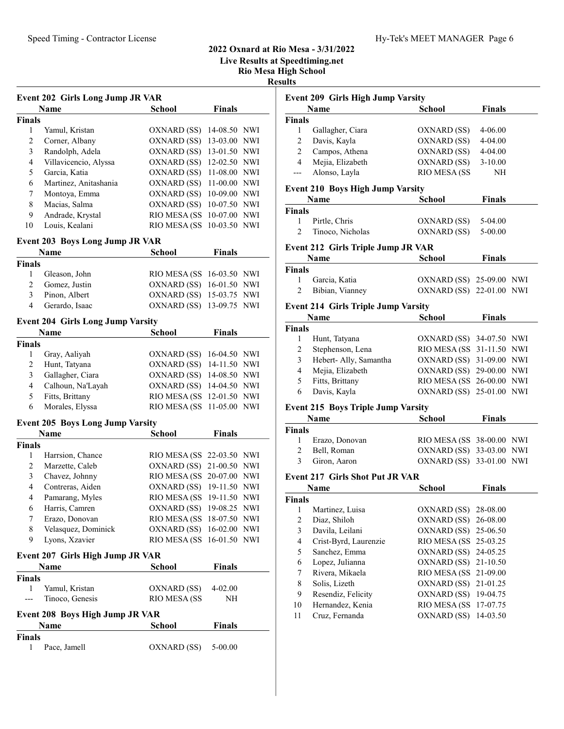## 2022 Oxnard at Rio Mesa - 3/31/2022
## Live Results at Speedtiming.net
## Rio Mesa High School
## Results

### Event 202 Girls Long Jump JR VAR

| | Name | School | Finals | |
|---|---|---|---|---|
| **Finals** | | | | |
| 1 | Yamul, Kristan | OXNARD (SS) | 14-08.50 | NWI |
| 2 | Corner, Albany | OXNARD (SS) | 13-03.00 | NWI |
| 3 | Randolph, Adela | OXNARD (SS) | 13-01.50 | NWI |
| 4 | Villavicencio, Alyssa | OXNARD (SS) | 12-02.50 | NWI |
| 5 | Garcia, Katia | OXNARD (SS) | 11-08.00 | NWI |
| 6 | Martinez, Anitashania | OXNARD (SS) | 11-00.00 | NWI |
| 7 | Montoya, Emma | OXNARD (SS) | 10-09.00 | NWI |
| 8 | Macias, Salma | OXNARD (SS) | 10-07.50 | NWI |
| 9 | Andrade, Krystal | RIO MESA (SS | 10-07.00 | NWI |
| 10 | Louis, Kealani | RIO MESA (SS | 10-03.50 | NWI |

### Event 203 Boys Long Jump JR VAR

| | Name | School | Finals | |
|---|---|---|---|---|
| **Finals** | | | | |
| 1 | Gleason, John | RIO MESA (SS | 16-03.50 | NWI |
| 2 | Gomez, Justin | OXNARD (SS) | 16-01.50 | NWI |
| 3 | Pinon, Albert | OXNARD (SS) | 15-03.75 | NWI |
| 4 | Gerardo, Isaac | OXNARD (SS) | 13-09.75 | NWI |

### Event 204 Girls Long Jump Varsity

| | Name | School | Finals | |
|---|---|---|---|---|
| **Finals** | | | | |
| 1 | Gray, Aaliyah | OXNARD (SS) | 16-04.50 | NWI |
| 2 | Hunt, Tatyana | OXNARD (SS) | 14-11.50 | NWI |
| 3 | Gallagher, Ciara | OXNARD (SS) | 14-08.50 | NWI |
| 4 | Calhoun, Na'LaYah | OXNARD (SS) | 14-04.50 | NWI |
| 5 | Fitts, Brittany | RIO MESA (SS | 12-01.50 | NWI |
| 6 | Morales, Elyssa | RIO MESA (SS | 11-05.00 | NWI |

### Event 205 Boys Long Jump Varsity

| | Name | School | Finals | |
|---|---|---|---|---|
| **Finals** | | | | |
| 1 | Harrsion, Chance | RIO MESA (SS | 22-03.50 | NWI |
| 2 | Marzette, Caleb | OXNARD (SS) | 21-00.50 | NWI |
| 3 | Chavez, Johnny | RIO MESA (SS | 20-07.00 | NWI |
| 4 | Contreras, Aiden | OXNARD (SS) | 19-11.50 | NWI |
| 4 | Pamarang, Myles | RIO MESA (SS | 19-11.50 | NWI |
| 6 | Harris, Camren | OXNARD (SS) | 19-08.25 | NWI |
| 7 | Erazo, Donovan | RIO MESA (SS | 18-07.50 | NWI |
| 8 | Velasquez, Dominick | OXNARD (SS) | 16-02.00 | NWI |
| 9 | Lyons, Xzavier | RIO MESA (SS | 16-01.50 | NWI |

### Event 207 Girls High Jump JR VAR

| | Name | School | Finals |
|---|---|---|---|
| **Finals** | | | |
| 1 | Yamul, Kristan | OXNARD (SS) | 4-02.00 |
| --- | Tinoco, Genesis | RIO MESA (SS | NH |

### Event 208 Boys High Jump JR VAR

| | Name | School | Finals |
|---|---|---|---|
| **Finals** | | | |
| 1 | Pace, Jamell | OXNARD (SS) | 5-00.00 |

### Event 209 Girls High Jump Varsity

| | Name | School | Finals |
|---|---|---|---|
| **Finals** | | | |
| 1 | Gallagher, Ciara | OXNARD (SS) | 4-06.00 |
| 2 | Davis, Kayla | OXNARD (SS) | 4-04.00 |
| 2 | Campos, Athena | OXNARD (SS) | 4-04.00 |
| 4 | Mejia, Elizabeth | OXNARD (SS) | 3-10.00 |
| --- | Alonso, Layla | RIO MESA (SS | NH |

### Event 210 Boys High Jump Varsity

| | Name | School | Finals |
|---|---|---|---|
| **Finals** | | | |
| 1 | Pirtle, Chris | OXNARD (SS) | 5-04.00 |
| 2 | Tinoco, Nicholas | OXNARD (SS) | 5-00.00 |

### Event 212 Girls Triple Jump JR VAR

| | Name | School | Finals | |
|---|---|---|---|---|
| **Finals** | | | | |
| 1 | Garcia, Katia | OXNARD (SS) | 25-09.00 | NWI |
| 2 | Bibian, Vianney | OXNARD (SS) | 22-01.00 | NWI |

### Event 214 Girls Triple Jump Varsity

| | Name | School | Finals | |
|---|---|---|---|---|
| **Finals** | | | | |
| 1 | Hunt, Tatyana | OXNARD (SS) | 34-07.50 | NWI |
| 2 | Stephenson, Lena | RIO MESA (SS | 31-11.50 | NWI |
| 3 | Hebert- Ally, Samantha | OXNARD (SS) | 31-09.00 | NWI |
| 4 | Mejia, Elizabeth | OXNARD (SS) | 29-00.00 | NWI |
| 5 | Fitts, Brittany | RIO MESA (SS | 26-00.00 | NWI |
| 6 | Davis, Kayla | OXNARD (SS) | 25-01.00 | NWI |

### Event 215 Boys Triple Jump Varsity

| | Name | School | Finals | |
|---|---|---|---|---|
| **Finals** | | | | |
| 1 | Erazo, Donovan | RIO MESA (SS | 38-00.00 | NWI |
| 2 | Bell, Roman | OXNARD (SS) | 33-03.00 | NWI |
| 3 | Giron, Aaron | OXNARD (SS) | 33-01.00 | NWI |

### Event 217 Girls Shot Put JR VAR

| | Name | School | Finals |
|---|---|---|---|
| **Finals** | | | |
| 1 | Martinez, Luisa | OXNARD (SS) | 28-08.00 |
| 2 | Diaz, Shiloh | OXNARD (SS) | 26-08.00 |
| 3 | Davila, Leilani | OXNARD (SS) | 25-06.50 |
| 4 | Crist-Byrd, Laurenzie | RIO MESA (SS | 25-03.25 |
| 5 | Sanchez, Emma | OXNARD (SS) | 24-05.25 |
| 6 | Lopez, Julianna | OXNARD (SS) | 21-10.50 |
| 7 | Rivera, Mikaela | RIO MESA (SS | 21-09.00 |
| 8 | Solis, Lizeth | OXNARD (SS) | 21-01.25 |
| 9 | Resendiz, Felicity | OXNARD (SS) | 19-04.75 |
| 10 | Hernandez, Kenia | RIO MESA (SS | 17-07.75 |
| 11 | Cruz, Fernanda | OXNARD (SS) | 14-03.50 |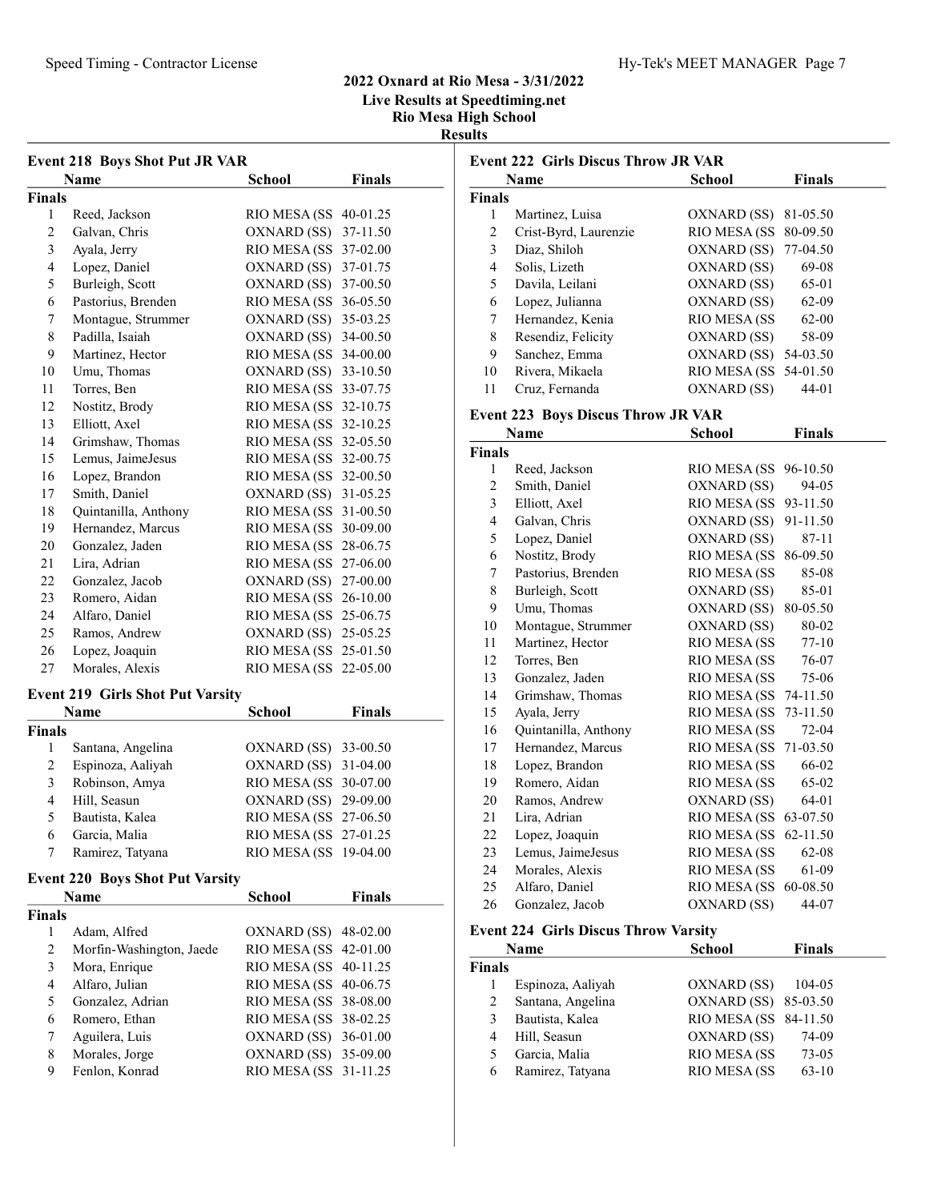## 2022 Oxnard at Rio Mesa - 3/31/2022

Live Results at Speedtiming.net

Rio Mesa High School

Results

### Event 218 Boys Shot Put JR VAR

**Finals**

| | Name | School | Finals |
|---|---|---|---|
| 1 | Reed, Jackson | RIO MESA (SS | 40-01.25 |
| 2 | Galvan, Chris | OXNARD (SS) | 37-11.50 |
| 3 | Ayala, Jerry | RIO MESA (SS | 37-02.00 |
| 4 | Lopez, Daniel | OXNARD (SS) | 37-01.75 |
| 5 | Burleigh, Scott | OXNARD (SS) | 37-00.50 |
| 6 | Pastorius, Brenden | RIO MESA (SS | 36-05.50 |
| 7 | Montague, Strummer | OXNARD (SS) | 35-03.25 |
| 8 | Padilla, Isaiah | OXNARD (SS) | 34-00.50 |
| 9 | Martinez, Hector | RIO MESA (SS | 34-00.00 |
| 10 | Umu, Thomas | OXNARD (SS) | 33-10.50 |
| 11 | Torres, Ben | RIO MESA (SS | 33-07.75 |
| 12 | Nostitz, Brody | RIO MESA (SS | 32-10.75 |
| 13 | Elliott, Axel | RIO MESA (SS | 32-10.25 |
| 14 | Grimshaw, Thomas | RIO MESA (SS | 32-05.50 |
| 15 | Lemus, JaimeJesus | RIO MESA (SS | 32-00.75 |
| 16 | Lopez, Brandon | RIO MESA (SS | 32-00.50 |
| 17 | Smith, Daniel | OXNARD (SS) | 31-05.25 |
| 18 | Quintanilla, Anthony | RIO MESA (SS | 31-00.50 |
| 19 | Hernandez, Marcus | RIO MESA (SS | 30-09.00 |
| 20 | Gonzalez, Jaden | RIO MESA (SS | 28-06.75 |
| 21 | Lira, Adrian | RIO MESA (SS | 27-06.00 |
| 22 | Gonzalez, Jacob | OXNARD (SS) | 27-00.00 |
| 23 | Romero, Aidan | RIO MESA (SS | 26-10.00 |
| 24 | Alfaro, Daniel | RIO MESA (SS | 25-06.75 |
| 25 | Ramos, Andrew | OXNARD (SS) | 25-05.25 |
| 26 | Lopez, Joaquin | RIO MESA (SS | 25-01.50 |
| 27 | Morales, Alexis | RIO MESA (SS | 22-05.00 |

### Event 219 Girls Shot Put Varsity

**Finals**

| | Name | School | Finals |
|---|---|---|---|
| 1 | Santana, Angelina | OXNARD (SS) | 33-00.50 |
| 2 | Espinoza, Aaliyah | OXNARD (SS) | 31-04.00 |
| 3 | Robinson, Amya | RIO MESA (SS | 30-07.00 |
| 4 | Hill, Seasun | OXNARD (SS) | 29-09.00 |
| 5 | Bautista, Kalea | RIO MESA (SS | 27-06.50 |
| 6 | Garcia, Malia | RIO MESA (SS | 27-01.25 |
| 7 | Ramirez, Tatyana | RIO MESA (SS | 19-04.00 |

### Event 220 Boys Shot Put Varsity

**Finals**

| | Name | School | Finals |
|---|---|---|---|
| 1 | Adam, Alfred | OXNARD (SS) | 48-02.00 |
| 2 | Morfin-Washington, Jaede | RIO MESA (SS | 42-01.00 |
| 3 | Mora, Enrique | RIO MESA (SS | 40-11.25 |
| 4 | Alfaro, Julian | RIO MESA (SS | 40-06.75 |
| 5 | Gonzalez, Adrian | RIO MESA (SS | 38-08.00 |
| 6 | Romero, Ethan | RIO MESA (SS | 38-02.25 |
| 7 | Aguilera, Luis | OXNARD (SS) | 36-01.00 |
| 8 | Morales, Jorge | OXNARD (SS) | 35-09.00 |
| 9 | Fenlon, Konrad | RIO MESA (SS | 31-11.25 |

### Event 222 Girls Discus Throw JR VAR

**Finals**

| | Name | School | Finals |
|---|---|---|---|
| 1 | Martinez, Luisa | OXNARD (SS) | 81-05.50 |
| 2 | Crist-Byrd, Laurenzie | RIO MESA (SS | 80-09.50 |
| 3 | Diaz, Shiloh | OXNARD (SS) | 77-04.50 |
| 4 | Solis, Lizeth | OXNARD (SS) | 69-08 |
| 5 | Davila, Leilani | OXNARD (SS) | 65-01 |
| 6 | Lopez, Julianna | OXNARD (SS) | 62-09 |
| 7 | Hernandez, Kenia | RIO MESA (SS | 62-00 |
| 8 | Resendiz, Felicity | OXNARD (SS) | 58-09 |
| 9 | Sanchez, Emma | OXNARD (SS) | 54-03.50 |
| 10 | Rivera, Mikaela | RIO MESA (SS | 54-01.50 |
| 11 | Cruz, Fernanda | OXNARD (SS) | 44-01 |

### Event 223 Boys Discus Throw JR VAR

**Finals**

| | Name | School | Finals |
|---|---|---|---|
| 1 | Reed, Jackson | RIO MESA (SS | 96-10.50 |
| 2 | Smith, Daniel | OXNARD (SS) | 94-05 |
| 3 | Elliott, Axel | RIO MESA (SS | 93-11.50 |
| 4 | Galvan, Chris | OXNARD (SS) | 91-11.50 |
| 5 | Lopez, Daniel | OXNARD (SS) | 87-11 |
| 6 | Nostitz, Brody | RIO MESA (SS | 86-09.50 |
| 7 | Pastorius, Brenden | RIO MESA (SS | 85-08 |
| 8 | Burleigh, Scott | OXNARD (SS) | 85-01 |
| 9 | Umu, Thomas | OXNARD (SS) | 80-05.50 |
| 10 | Montague, Strummer | OXNARD (SS) | 80-02 |
| 11 | Martinez, Hector | RIO MESA (SS | 77-10 |
| 12 | Torres, Ben | RIO MESA (SS | 76-07 |
| 13 | Gonzalez, Jaden | RIO MESA (SS | 75-06 |
| 14 | Grimshaw, Thomas | RIO MESA (SS | 74-11.50 |
| 15 | Ayala, Jerry | RIO MESA (SS | 73-11.50 |
| 16 | Quintanilla, Anthony | RIO MESA (SS | 72-04 |
| 17 | Hernandez, Marcus | RIO MESA (SS | 71-03.50 |
| 18 | Lopez, Brandon | RIO MESA (SS | 66-02 |
| 19 | Romero, Aidan | RIO MESA (SS | 65-02 |
| 20 | Ramos, Andrew | OXNARD (SS) | 64-01 |
| 21 | Lira, Adrian | RIO MESA (SS | 63-07.50 |
| 22 | Lopez, Joaquin | RIO MESA (SS | 62-11.50 |
| 23 | Lemus, JaimeJesus | RIO MESA (SS | 62-08 |
| 24 | Morales, Alexis | RIO MESA (SS | 61-09 |
| 25 | Alfaro, Daniel | RIO MESA (SS | 60-08.50 |
| 26 | Gonzalez, Jacob | OXNARD (SS) | 44-07 |

### Event 224 Girls Discus Throw Varsity

**Finals**

| | Name | School | Finals |
|---|---|---|---|
| 1 | Espinoza, Aaliyah | OXNARD (SS) | 104-05 |
| 2 | Santana, Angelina | OXNARD (SS) | 85-03.50 |
| 3 | Bautista, Kalea | RIO MESA (SS | 84-11.50 |
| 4 | Hill, Seasun | OXNARD (SS) | 74-09 |
| 5 | Garcia, Malia | RIO MESA (SS | 73-05 |
| 6 | Ramirez, Tatyana | RIO MESA (SS | 63-10 |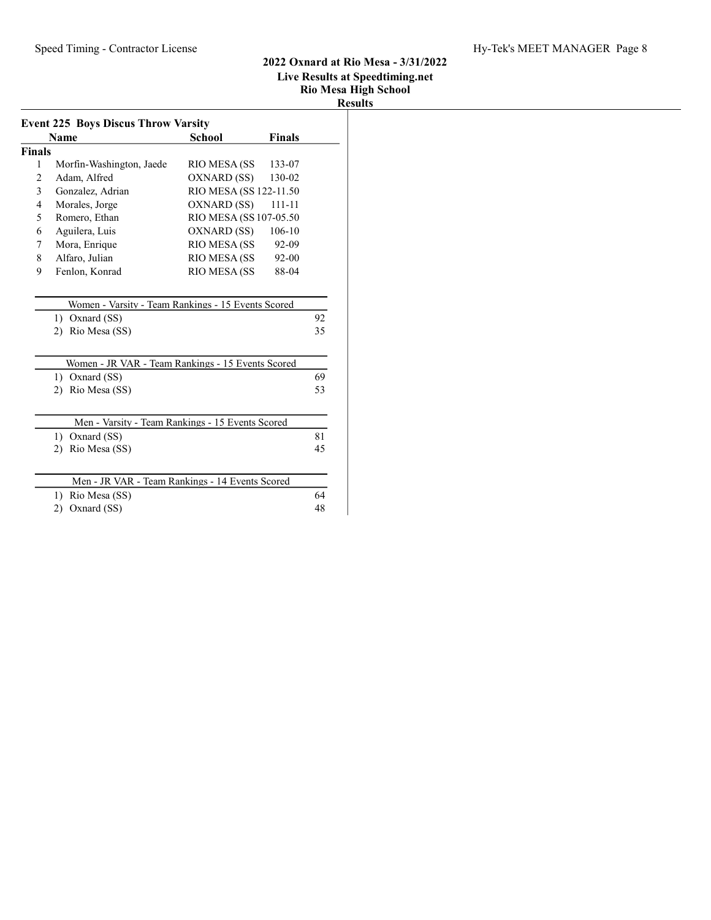# 2022 Oxnard at Rio Mesa - 3/31/2022

**Live Results at Speedtiming.net**

**Rio Mesa High School**

**Results**

### Event 225 Boys Discus Throw Varsity

**Finals**

| | Name | School | Finals |
|---|---|---|---|
| 1 | Morfin-Washington, Jaede | RIO MESA (SS | 133-07 |
| 2 | Adam, Alfred | OXNARD (SS) | 130-02 |
| 3 | Gonzalez, Adrian | RIO MESA (SS | 122-11.50 |
| 4 | Morales, Jorge | OXNARD (SS) | 111-11 |
| 5 | Romero, Ethan | RIO MESA (SS | 107-05.50 |
| 6 | Aguilera, Luis | OXNARD (SS) | 106-10 |
| 7 | Mora, Enrique | RIO MESA (SS | 92-09 |
| 8 | Alfaro, Julian | RIO MESA (SS | 92-00 |
| 9 | Fenlon, Konrad | RIO MESA (SS | 88-04 |

| Women - Varsity - Team Rankings - 15 Events Scored | |
|---|---|
| 1) Oxnard (SS) | 92 |
| 2) Rio Mesa (SS) | 35 |

| Women - JR VAR - Team Rankings - 15 Events Scored | |
|---|---|
| 1) Oxnard (SS) | 69 |
| 2) Rio Mesa (SS) | 53 |

| Men - Varsity - Team Rankings - 15 Events Scored | |
|---|---|
| 1) Oxnard (SS) | 81 |
| 2) Rio Mesa (SS) | 45 |

| Men - JR VAR - Team Rankings - 14 Events Scored | |
|---|---|
| 1) Rio Mesa (SS) | 64 |
| 2) Oxnard (SS) | 48 |